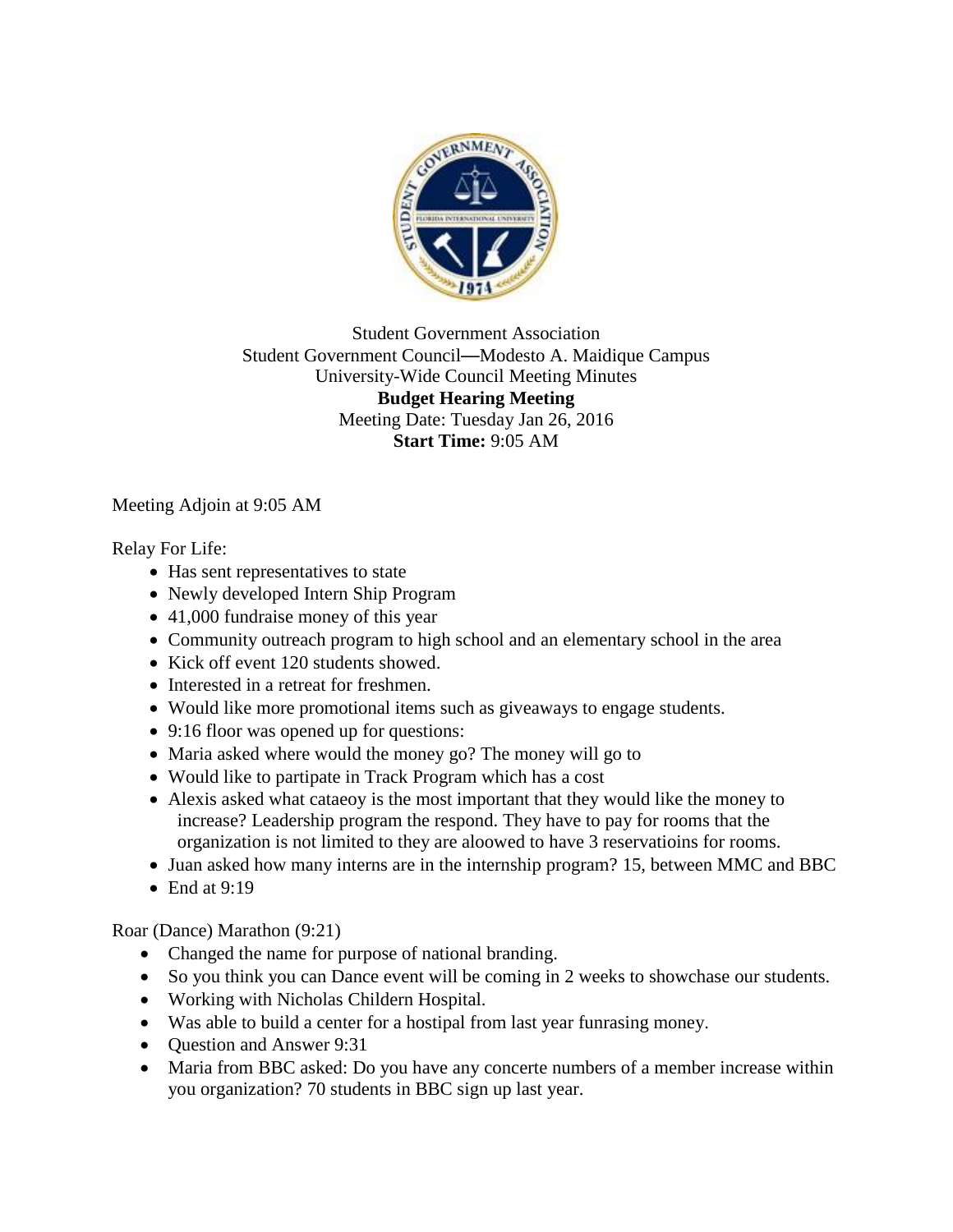Student Government Association
Student Government Council—Modesto A. Maidique Campus
University-Wide Council Meeting Minutes
**Budget Hearing Meeting**
Meeting Date: Tuesday Jan 26, 2016
**Start Time:** 9:05 AM

Meeting Adjoin at 9:05 AM

Relay For Life:

- Has sent representatives to state
- Newly developed Intern Ship Program
- 41,000 fundraise money of this year
- Community outreach program to high school and an elementary school in the area
- Kick off event 120 students showed.
- Interested in a retreat for freshmen.
- Would like more promotional items such as giveaways to engage students.
- 9:16 floor was opened up for questions:
- Maria asked where would the money go? The money will go to
- Would like to partipate in Track Program which has a cost
- Alexis asked what cataeoy is the most important that they would like the money to increase? Leadership program the respond. They have to pay for rooms that the organization is not limited to they are aloowed to have 3 reservatioins for rooms.
- Juan asked how many interns are in the internship program? 15, between MMC and BBC
- End at 9:19

Roar (Dance) Marathon (9:21)

- Changed the name for purpose of national branding.
- So you think you can Dance event will be coming in 2 weeks to showchase our students.
- Working with Nicholas Childern Hospital.
- Was able to build a center for a hostipal from last year funrasing money.
- Question and Answer 9:31
- Maria from BBC asked: Do you have any concerte numbers of a member increase within you organization? 70 students in BBC sign up last year.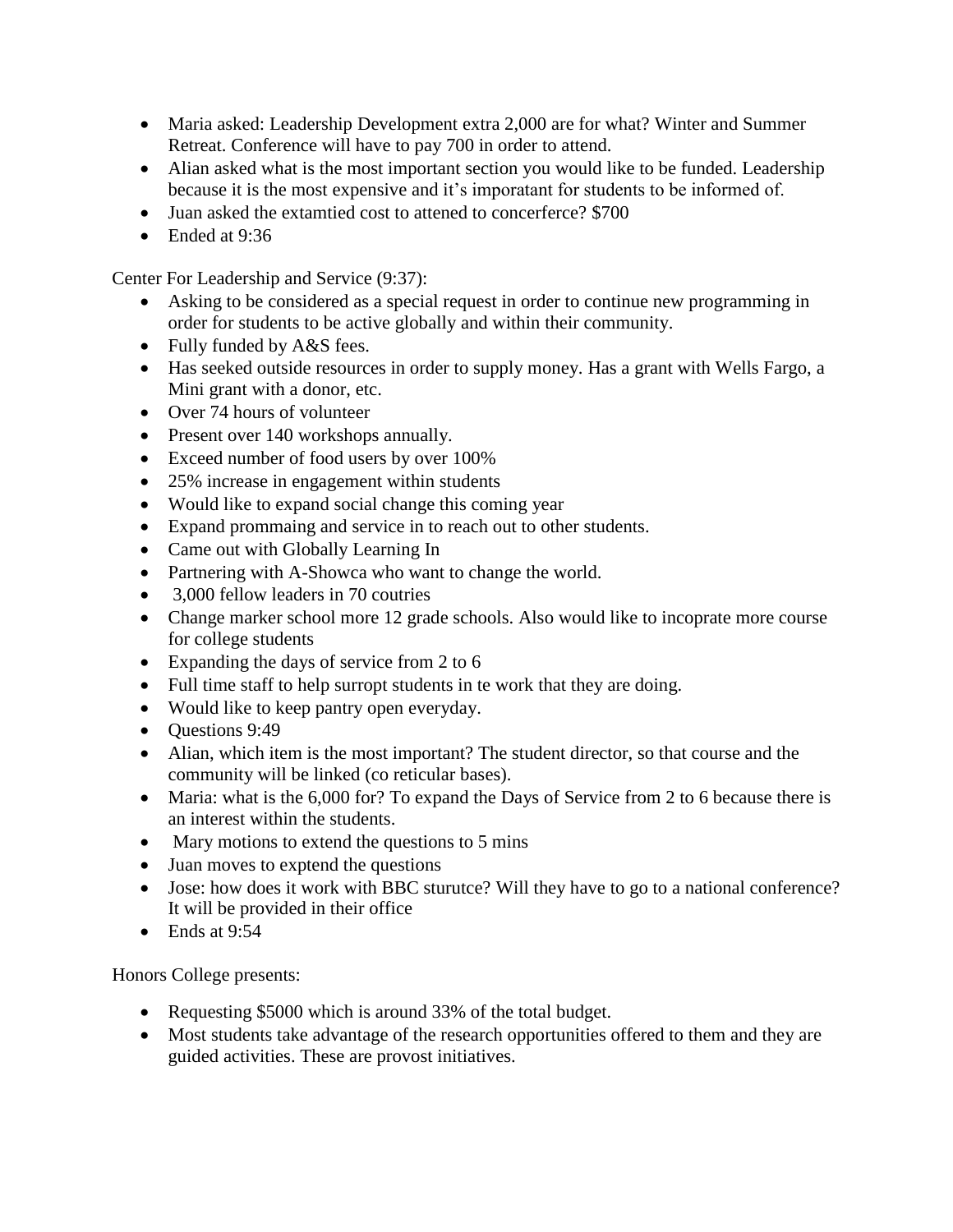- Maria asked: Leadership Development extra 2,000 are for what? Winter and Summer Retreat. Conference will have to pay 700 in order to attend.
- Alian asked what is the most important section you would like to be funded. Leadership because it is the most expensive and it's imporatant for students to be informed of.
- Juan asked the extamtied cost to attened to concerferce? $700
- Ended at 9:36

Center For Leadership and Service (9:37):

- Asking to be considered as a special request in order to continue new programming in order for students to be active globally and within their community.
- Fully funded by A&S fees.
- Has seeked outside resources in order to supply money. Has a grant with Wells Fargo, a Mini grant with a donor, etc.
- Over 74 hours of volunteer
- Present over 140 workshops annually.
- Exceed number of food users by over 100%
- 25% increase in engagement within students
- Would like to expand social change this coming year
- Expand prommaing and service in to reach out to other students.
- Came out with Globally Learning In
- Partnering with A-Showca who want to change the world.
- 3,000 fellow leaders in 70 coutries
- Change marker school more 12 grade schools. Also would like to incoprate more course for college students
- Expanding the days of service from 2 to 6
- Full time staff to help surropt students in te work that they are doing.
- Would like to keep pantry open everyday.
- Questions 9:49
- Alian, which item is the most important? The student director, so that course and the community will be linked (co reticular bases).
- Maria: what is the 6,000 for? To expand the Days of Service from 2 to 6 because there is an interest within the students.
- Mary motions to extend the questions to 5 mins
- Juan moves to exptend the questions
- Jose: how does it work with BBC sturutce? Will they have to go to a national conference? It will be provided in their office
- Ends at 9:54

Honors College presents:

- Requesting $5000 which is around 33% of the total budget.
- Most students take advantage of the research opportunities offered to them and they are guided activities. These are provost initiatives.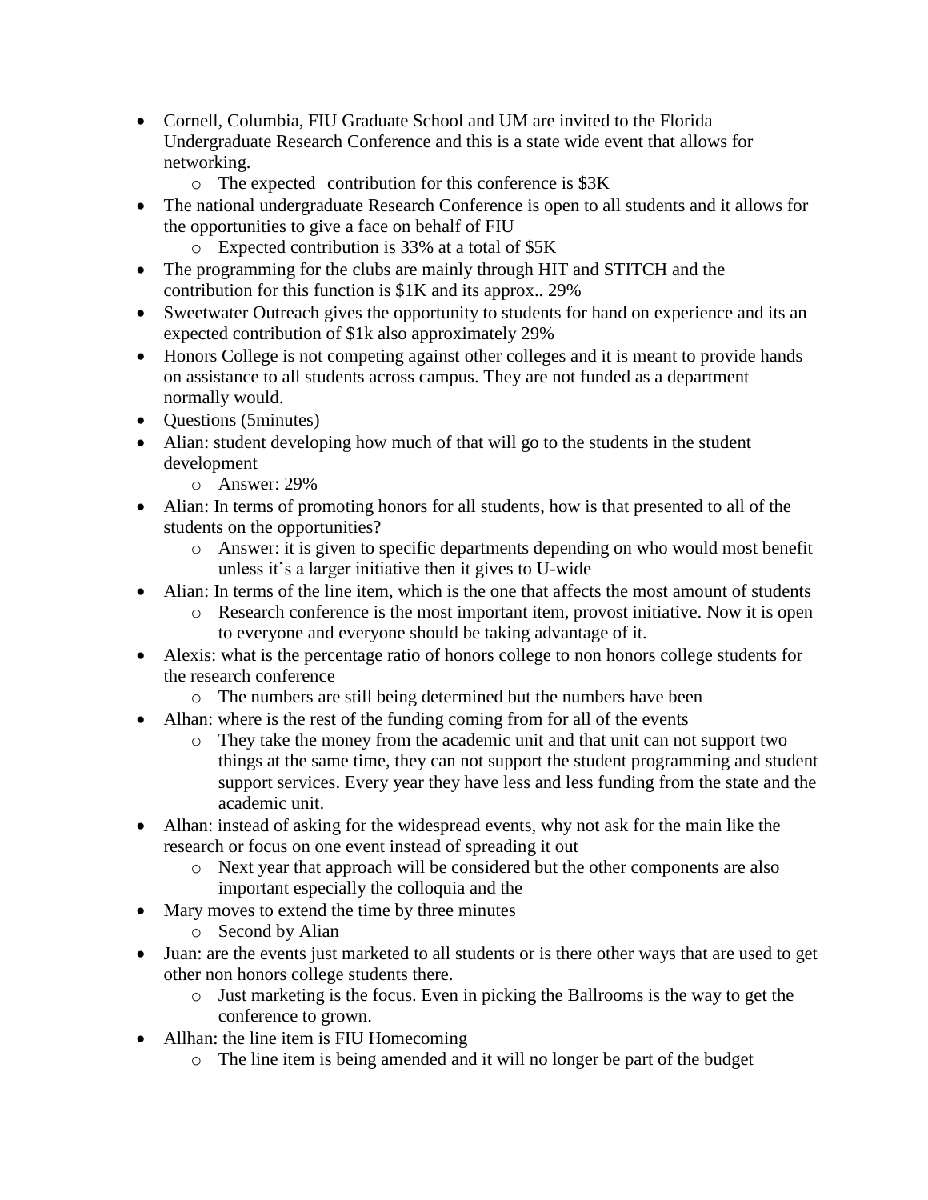- Cornell, Columbia, FIU Graduate School and UM are invited to the Florida Undergraduate Research Conference and this is a state wide event that allows for networking.
  - The expected contribution for this conference is $3K
- The national undergraduate Research Conference is open to all students and it allows for the opportunities to give a face on behalf of FIU
  - Expected contribution is 33% at a total of $5K
- The programming for the clubs are mainly through HIT and STITCH and the contribution for this function is $1K and its approx.. 29%
- Sweetwater Outreach gives the opportunity to students for hand on experience and its an expected contribution of $1k also approximately 29%
- Honors College is not competing against other colleges and it is meant to provide hands on assistance to all students across campus. They are not funded as a department normally would.
- Questions (5minutes)
- Alian: student developing how much of that will go to the students in the student development
  - Answer: 29%
- Alian: In terms of promoting honors for all students, how is that presented to all of the students on the opportunities?
  - Answer: it is given to specific departments depending on who would most benefit unless it's a larger initiative then it gives to U-wide
- Alian: In terms of the line item, which is the one that affects the most amount of students
  - Research conference is the most important item, provost initiative. Now it is open to everyone and everyone should be taking advantage of it.
- Alexis: what is the percentage ratio of honors college to non honors college students for the research conference
  - The numbers are still being determined but the numbers have been
- Alhan: where is the rest of the funding coming from for all of the events
  - They take the money from the academic unit and that unit can not support two things at the same time, they can not support the student programming and student support services. Every year they have less and less funding from the state and the academic unit.
- Alhan: instead of asking for the widespread events, why not ask for the main like the research or focus on one event instead of spreading it out
  - Next year that approach will be considered but the other components are also important especially the colloquia and the
- Mary moves to extend the time by three minutes
  - Second by Alian
- Juan: are the events just marketed to all students or is there other ways that are used to get other non honors college students there.
  - Just marketing is the focus. Even in picking the Ballrooms is the way to get the conference to grown.
- Allhan: the line item is FIU Homecoming
  - The line item is being amended and it will no longer be part of the budget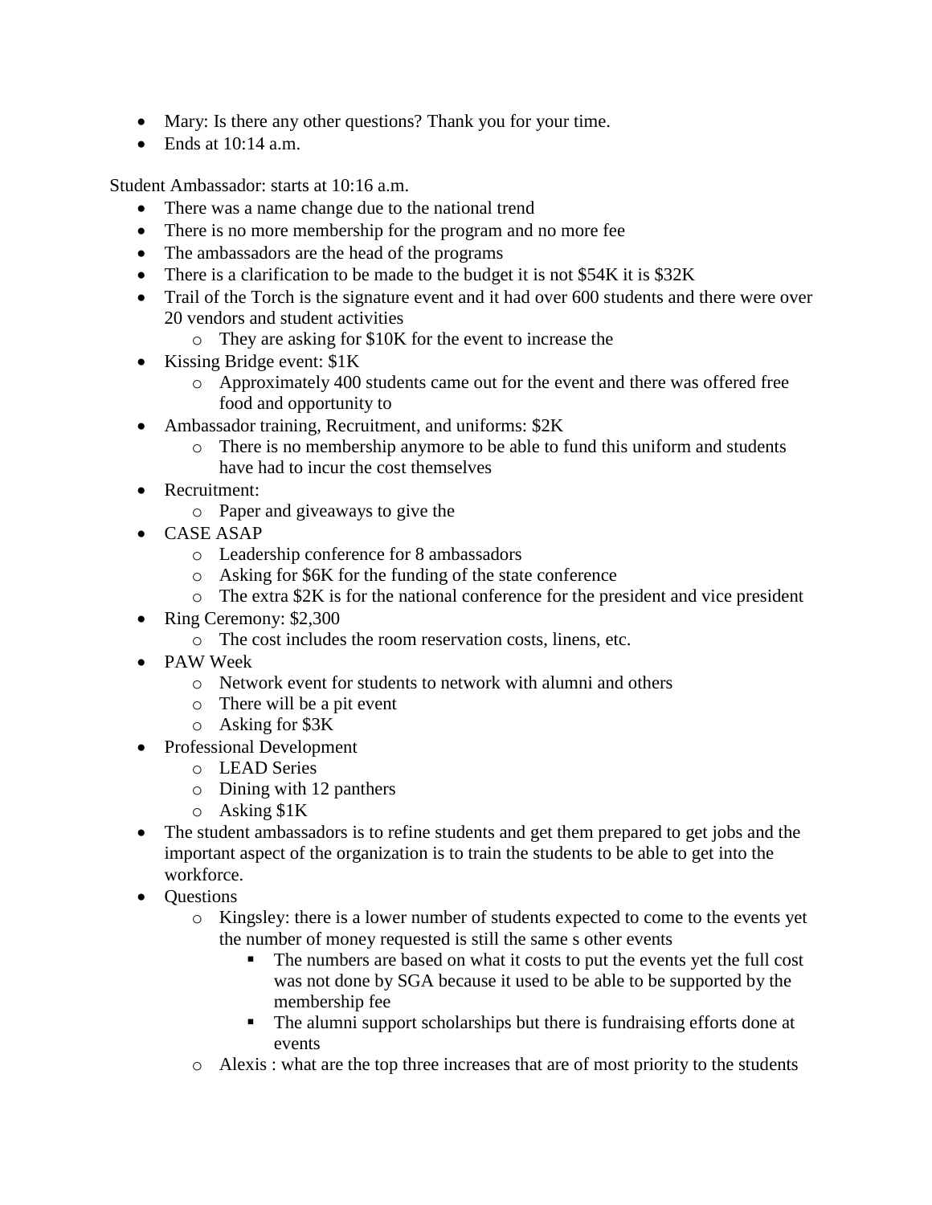- Mary: Is there any other questions? Thank you for your time.
- Ends at 10:14 a.m.

Student Ambassador: starts at 10:16 a.m.

- There was a name change due to the national trend
- There is no more membership for the program and no more fee
- The ambassadors are the head of the programs
- There is a clarification to be made to the budget it is not $54K it is $32K
- Trail of the Torch is the signature event and it had over 600 students and there were over 20 vendors and student activities
    - They are asking for $10K for the event to increase the
- Kissing Bridge event: $1K
    - Approximately 400 students came out for the event and there was offered free food and opportunity to
- Ambassador training, Recruitment, and uniforms: $2K
    - There is no membership anymore to be able to fund this uniform and students have had to incur the cost themselves
- Recruitment:
    - Paper and giveaways to give the
- CASE ASAP
    - Leadership conference for 8 ambassadors
    - Asking for $6K for the funding of the state conference
    - The extra $2K is for the national conference for the president and vice president
- Ring Ceremony: $2,300
    - The cost includes the room reservation costs, linens, etc.
- PAW Week
    - Network event for students to network with alumni and others
    - There will be a pit event
    - Asking for $3K
- Professional Development
    - LEAD Series
    - Dining with 12 panthers
    - Asking $1K
- The student ambassadors is to refine students and get them prepared to get jobs and the important aspect of the organization is to train the students to be able to get into the workforce.
- Questions
    - Kingsley: there is a lower number of students expected to come to the events yet the number of money requested is still the same s other events
        - The numbers are based on what it costs to put the events yet the full cost was not done by SGA because it used to be able to be supported by the membership fee
        - The alumni support scholarships but there is fundraising efforts done at events
    - Alexis : what are the top three increases that are of most priority to the students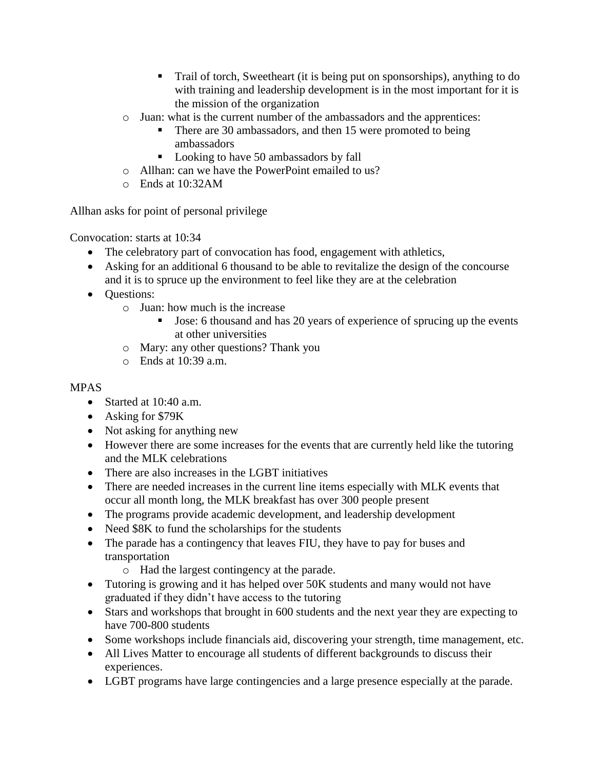- Trail of torch, Sweetheart (it is being put on sponsorships), anything to do with training and leadership development is in the most important for it is the mission of the organization
    - Juan: what is the current number of the ambassadors and the apprentices:
        - There are 30 ambassadors, and then 15 were promoted to being ambassadors
        - Looking to have 50 ambassadors by fall
    - Allhan: can we have the PowerPoint emailed to us?
    - Ends at 10:32AM

Allhan asks for point of personal privilege

Convocation: starts at 10:34

- The celebratory part of convocation has food, engagement with athletics,
- Asking for an additional 6 thousand to be able to revitalize the design of the concourse and it is to spruce up the environment to feel like they are at the celebration
- Questions:
    - Juan: how much is the increase
        - Jose: 6 thousand and has 20 years of experience of sprucing up the events at other universities
    - Mary: any other questions? Thank you
    - Ends at 10:39 a.m.

MPAS

- Started at 10:40 a.m.
- Asking for $79K
- Not asking for anything new
- However there are some increases for the events that are currently held like the tutoring and the MLK celebrations
- There are also increases in the LGBT initiatives
- There are needed increases in the current line items especially with MLK events that occur all month long, the MLK breakfast has over 300 people present
- The programs provide academic development, and leadership development
- Need $8K to fund the scholarships for the students
- The parade has a contingency that leaves FIU, they have to pay for buses and transportation
    - Had the largest contingency at the parade.
- Tutoring is growing and it has helped over 50K students and many would not have graduated if they didn't have access to the tutoring
- Stars and workshops that brought in 600 students and the next year they are expecting to have 700-800 students
- Some workshops include financials aid, discovering your strength, time management, etc.
- All Lives Matter to encourage all students of different backgrounds to discuss their experiences.
- LGBT programs have large contingencies and a large presence especially at the parade.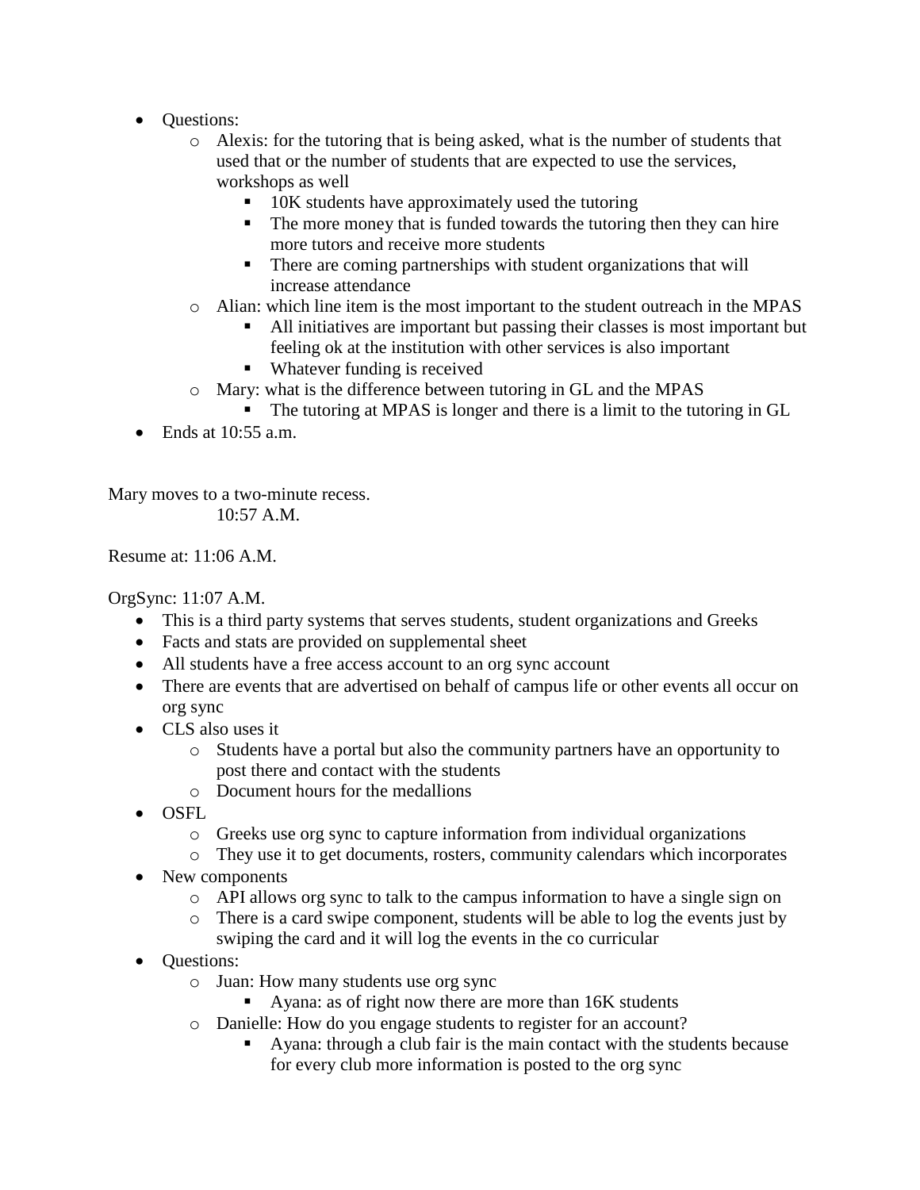- Questions:
  - Alexis: for the tutoring that is being asked, what is the number of students that used that or the number of students that are expected to use the services, workshops as well
    - 10K students have approximately used the tutoring
    - The more money that is funded towards the tutoring then they can hire more tutors and receive more students
    - There are coming partnerships with student organizations that will increase attendance
  - Alian: which line item is the most important to the student outreach in the MPAS
    - All initiatives are important but passing their classes is most important but feeling ok at the institution with other services is also important
    - Whatever funding is received
  - Mary: what is the difference between tutoring in GL and the MPAS
    - The tutoring at MPAS is longer and there is a limit to the tutoring in GL
- Ends at 10:55 a.m.

Mary moves to a two-minute recess.
10:57 A.M.

Resume at: 11:06 A.M.

OrgSync: 11:07 A.M.

- This is a third party systems that serves students, student organizations and Greeks
- Facts and stats are provided on supplemental sheet
- All students have a free access account to an org sync account
- There are events that are advertised on behalf of campus life or other events all occur on org sync
- CLS also uses it
  - Students have a portal but also the community partners have an opportunity to post there and contact with the students
  - Document hours for the medallions
- OSFL
  - Greeks use org sync to capture information from individual organizations
  - They use it to get documents, rosters, community calendars which incorporates
- New components
  - API allows org sync to talk to the campus information to have a single sign on
  - There is a card swipe component, students will be able to log the events just by swiping the card and it will log the events in the co curricular
- Questions:
  - Juan: How many students use org sync
    - Ayana: as of right now there are more than 16K students
  - Danielle: How do you engage students to register for an account?
    - Ayana: through a club fair is the main contact with the students because for every club more information is posted to the org sync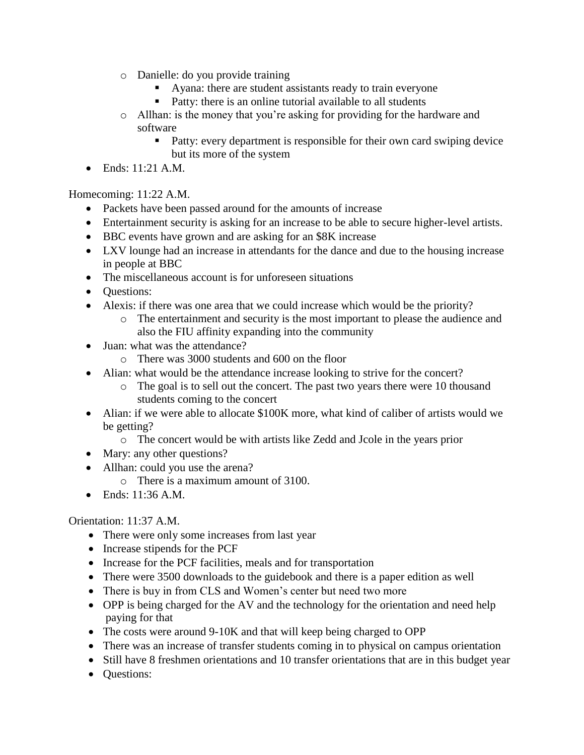- Danielle: do you provide training
  - Ayana: there are student assistants ready to train everyone
  - Patty: there is an online tutorial available to all students
- Allhan: is the money that you're asking for providing for the hardware and software
  - Patty: every department is responsible for their own card swiping device but its more of the system
- Ends: 11:21 A.M.

Homecoming: 11:22 A.M.

- Packets have been passed around for the amounts of increase
- Entertainment security is asking for an increase to be able to secure higher-level artists.
- BBC events have grown and are asking for an $8K increase
- LXV lounge had an increase in attendants for the dance and due to the housing increase in people at BBC
- The miscellaneous account is for unforeseen situations
- Questions:
- Alexis: if there was one area that we could increase which would be the priority?
  - The entertainment and security is the most important to please the audience and also the FIU affinity expanding into the community
- Juan: what was the attendance?
  - There was 3000 students and 600 on the floor
- Alian: what would be the attendance increase looking to strive for the concert?
  - The goal is to sell out the concert. The past two years there were 10 thousand students coming to the concert
- Alian: if we were able to allocate $100K more, what kind of caliber of artists would we be getting?
  - The concert would be with artists like Zedd and Jcole in the years prior
- Mary: any other questions?
- Allhan: could you use the arena?
  - There is a maximum amount of 3100.
- Ends: 11:36 A.M.

Orientation: 11:37 A.M.

- There were only some increases from last year
- Increase stipends for the PCF
- Increase for the PCF facilities, meals and for transportation
- There were 3500 downloads to the guidebook and there is a paper edition as well
- There is buy in from CLS and Women's center but need two more
- OPP is being charged for the AV and the technology for the orientation and need help paying for that
- The costs were around 9-10K and that will keep being charged to OPP
- There was an increase of transfer students coming in to physical on campus orientation
- Still have 8 freshmen orientations and 10 transfer orientations that are in this budget year
- Questions: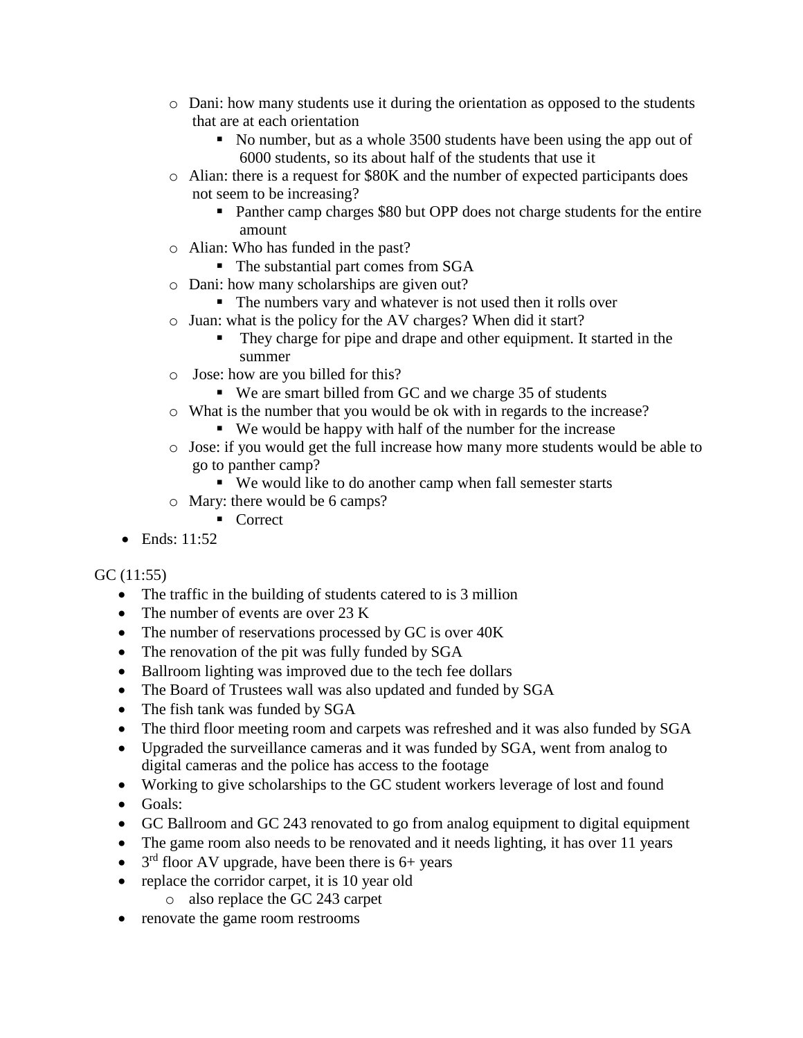- Dani: how many students use it during the orientation as opposed to the students that are at each orientation
    - No number, but as a whole 3500 students have been using the app out of 6000 students, so its about half of the students that use it
- Alian: there is a request for $80K and the number of expected participants does not seem to be increasing?
    - Panther camp charges $80 but OPP does not charge students for the entire amount
- Alian: Who has funded in the past?
    - The substantial part comes from SGA
- Dani: how many scholarships are given out?
    - The numbers vary and whatever is not used then it rolls over
- Juan: what is the policy for the AV charges? When did it start?
    - They charge for pipe and drape and other equipment. It started in the summer
- Jose: how are you billed for this?
    - We are smart billed from GC and we charge 35 of students
- What is the number that you would be ok with in regards to the increase?
    - We would be happy with half of the number for the increase
- Jose: if you would get the full increase how many more students would be able to go to panther camp?
    - We would like to do another camp when fall semester starts
- Mary: there would be 6 camps?
    - Correct

- Ends: 11:52

GC (11:55)

- The traffic in the building of students catered to is 3 million
- The number of events are over 23 K
- The number of reservations processed by GC is over 40K
- The renovation of the pit was fully funded by SGA
- Ballroom lighting was improved due to the tech fee dollars
- The Board of Trustees wall was also updated and funded by SGA
- The fish tank was funded by SGA
- The third floor meeting room and carpets was refreshed and it was also funded by SGA
- Upgraded the surveillance cameras and it was funded by SGA, went from analog to digital cameras and the police has access to the footage
- Working to give scholarships to the GC student workers leverage of lost and found
- Goals:
- GC Ballroom and GC 243 renovated to go from analog equipment to digital equipment
- The game room also needs to be renovated and it needs lighting, it has over 11 years
- 3rd floor AV upgrade, have been there is 6+ years
- replace the corridor carpet, it is 10 year old
    - also replace the GC 243 carpet
- renovate the game room restrooms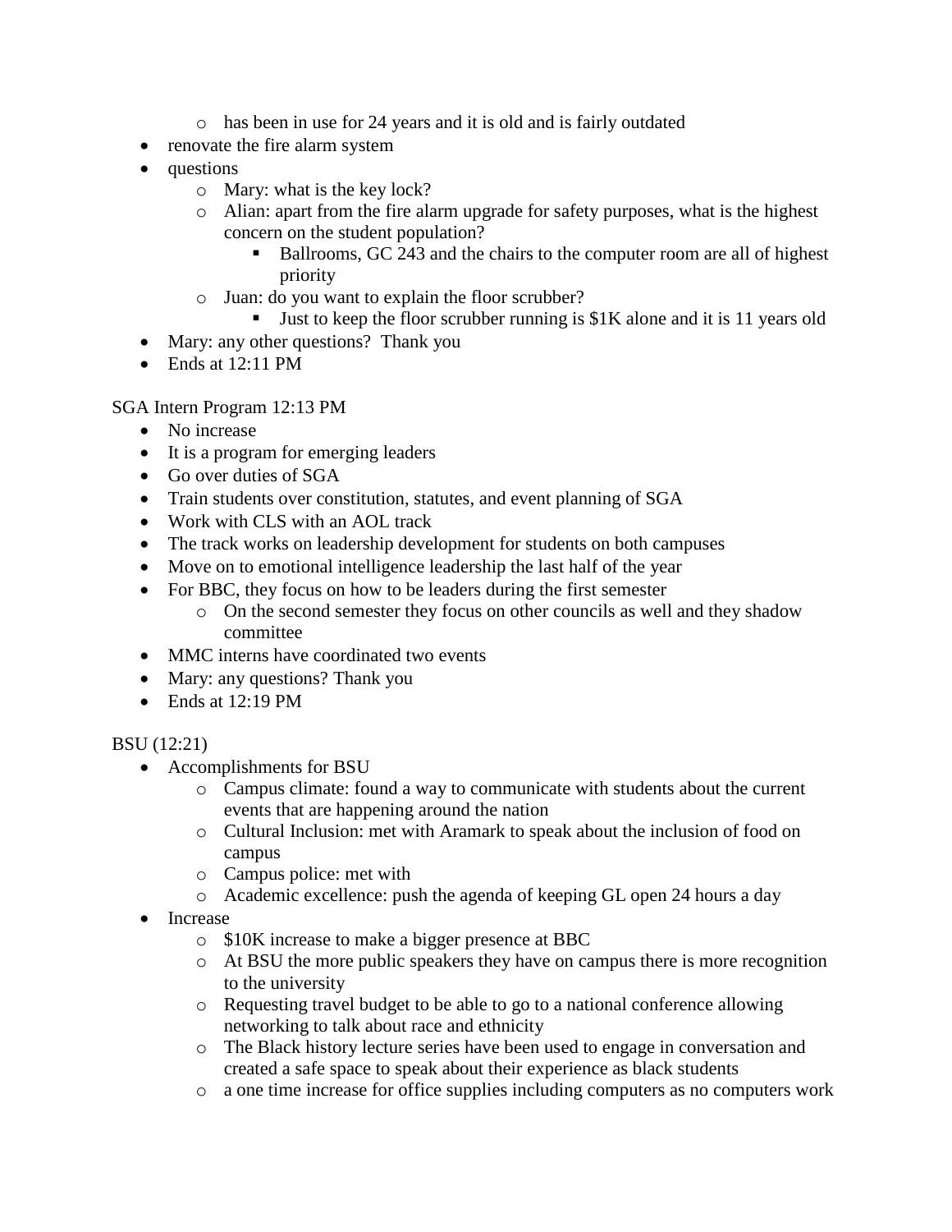- has been in use for 24 years and it is old and is fairly outdated
- renovate the fire alarm system
- questions
    - Mary: what is the key lock?
    - Alian: apart from the fire alarm upgrade for safety purposes, what is the highest concern on the student population?
        - Ballrooms, GC 243 and the chairs to the computer room are all of highest priority
    - Juan: do you want to explain the floor scrubber?
        - Just to keep the floor scrubber running is $1K alone and it is 11 years old
- Mary: any other questions?  Thank you
- Ends at 12:11 PM

SGA Intern Program 12:13 PM

- No increase
- It is a program for emerging leaders
- Go over duties of SGA
- Train students over constitution, statutes, and event planning of SGA
- Work with CLS with an AOL track
- The track works on leadership development for students on both campuses
- Move on to emotional intelligence leadership the last half of the year
- For BBC, they focus on how to be leaders during the first semester
    - On the second semester they focus on other councils as well and they shadow committee
- MMC interns have coordinated two events
- Mary: any questions? Thank you
- Ends at 12:19 PM

BSU (12:21)

- Accomplishments for BSU
    - Campus climate: found a way to communicate with students about the current events that are happening around the nation
    - Cultural Inclusion: met with Aramark to speak about the inclusion of food on campus
    - Campus police: met with
    - Academic excellence: push the agenda of keeping GL open 24 hours a day
- Increase
    - $10K increase to make a bigger presence at BBC
    - At BSU the more public speakers they have on campus there is more recognition to the university
    - Requesting travel budget to be able to go to a national conference allowing networking to talk about race and ethnicity
    - The Black history lecture series have been used to engage in conversation and created a safe space to speak about their experience as black students
    - a one time increase for office supplies including computers as no computers work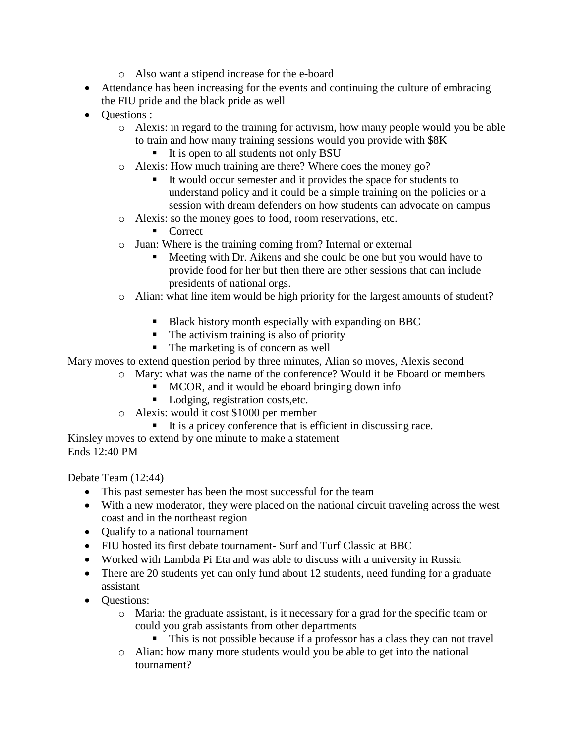- Also want a stipend increase for the e-board
- Attendance has been increasing for the events and continuing the culture of embracing the FIU pride and the black pride as well
- Questions :
    - Alexis: in regard to the training for activism, how many people would you be able to train and how many training sessions would you provide with $8K
        - It is open to all students not only BSU
    - Alexis: How much training are there? Where does the money go?
        - It would occur semester and it provides the space for students to understand policy and it could be a simple training on the policies or a session with dream defenders on how students can advocate on campus
    - Alexis: so the money goes to food, room reservations, etc.
        - Correct
    - Juan: Where is the training coming from? Internal or external
        - Meeting with Dr. Aikens and she could be one but you would have to provide food for her but then there are other sessions that can include presidents of national orgs.
    - Alian: what line item would be high priority for the largest amounts of student?
        - Black history month especially with expanding on BBC
        - The activism training is also of priority
        - The marketing is of concern as well

Mary moves to extend question period by three minutes, Alian so moves, Alexis second

- Mary: what was the name of the conference? Would it be Eboard or members
    - MCOR, and it would be eboard bringing down info
    - Lodging, registration costs,etc.
- Alexis: would it cost $1000 per member
    - It is a pricey conference that is efficient in discussing race.

Kinsley moves to extend by one minute to make a statement
Ends 12:40 PM

Debate Team (12:44)

- This past semester has been the most successful for the team
- With a new moderator, they were placed on the national circuit traveling across the west coast and in the northeast region
- Qualify to a national tournament
- FIU hosted its first debate tournament- Surf and Turf Classic at BBC
- Worked with Lambda Pi Eta and was able to discuss with a university in Russia
- There are 20 students yet can only fund about 12 students, need funding for a graduate assistant
- Questions:
    - Maria: the graduate assistant, is it necessary for a grad for the specific team or could you grab assistants from other departments
        - This is not possible because if a professor has a class they can not travel
    - Alian: how many more students would you be able to get into the national tournament?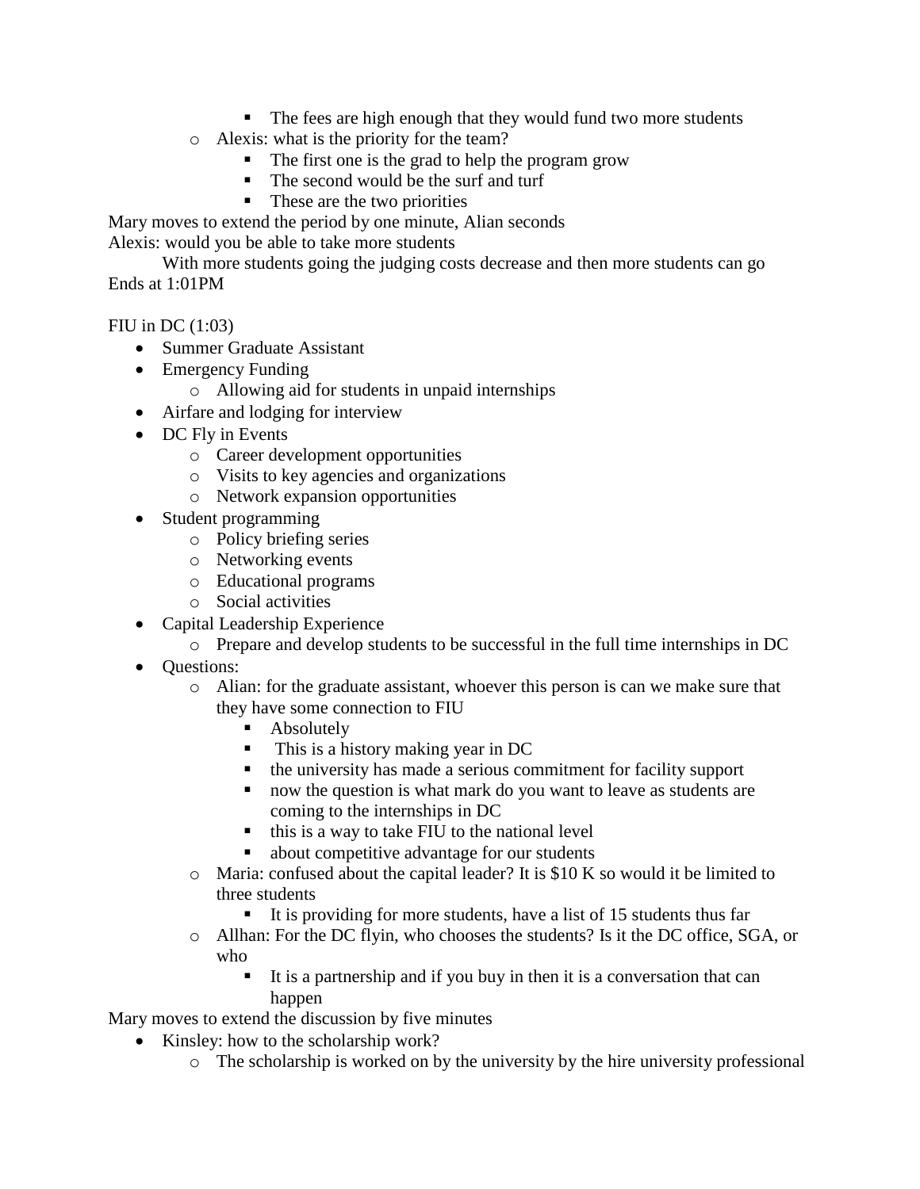- The fees are high enough that they would fund two more students
  - Alexis: what is the priority for the team?
    - The first one is the grad to help the program grow
    - The second would be the surf and turf
    - These are the two priorities

Mary moves to extend the period by one minute, Alian seconds

Alexis: would you be able to take more students

With more students going the judging costs decrease and then more students can go

Ends at 1:01PM

FIU in DC (1:03)

- Summer Graduate Assistant
- Emergency Funding
  - Allowing aid for students in unpaid internships
- Airfare and lodging for interview
- DC Fly in Events
  - Career development opportunities
  - Visits to key agencies and organizations
  - Network expansion opportunities
- Student programming
  - Policy briefing series
  - Networking events
  - Educational programs
  - Social activities
- Capital Leadership Experience
  - Prepare and develop students to be successful in the full time internships in DC
- Questions:
  - Alian: for the graduate assistant, whoever this person is can we make sure that they have some connection to FIU
    - Absolutely
    - This is a history making year in DC
    - the university has made a serious commitment for facility support
    - now the question is what mark do you want to leave as students are coming to the internships in DC
    - this is a way to take FIU to the national level
    - about competitive advantage for our students
  - Maria: confused about the capital leader? It is $10 K so would it be limited to three students
    - It is providing for more students, have a list of 15 students thus far
  - Allhan: For the DC flyin, who chooses the students? Is it the DC office, SGA, or who
    - It is a partnership and if you buy in then it is a conversation that can happen

Mary moves to extend the discussion by five minutes

- Kinsley: how to the scholarship work?
  - The scholarship is worked on by the university by the hire university professional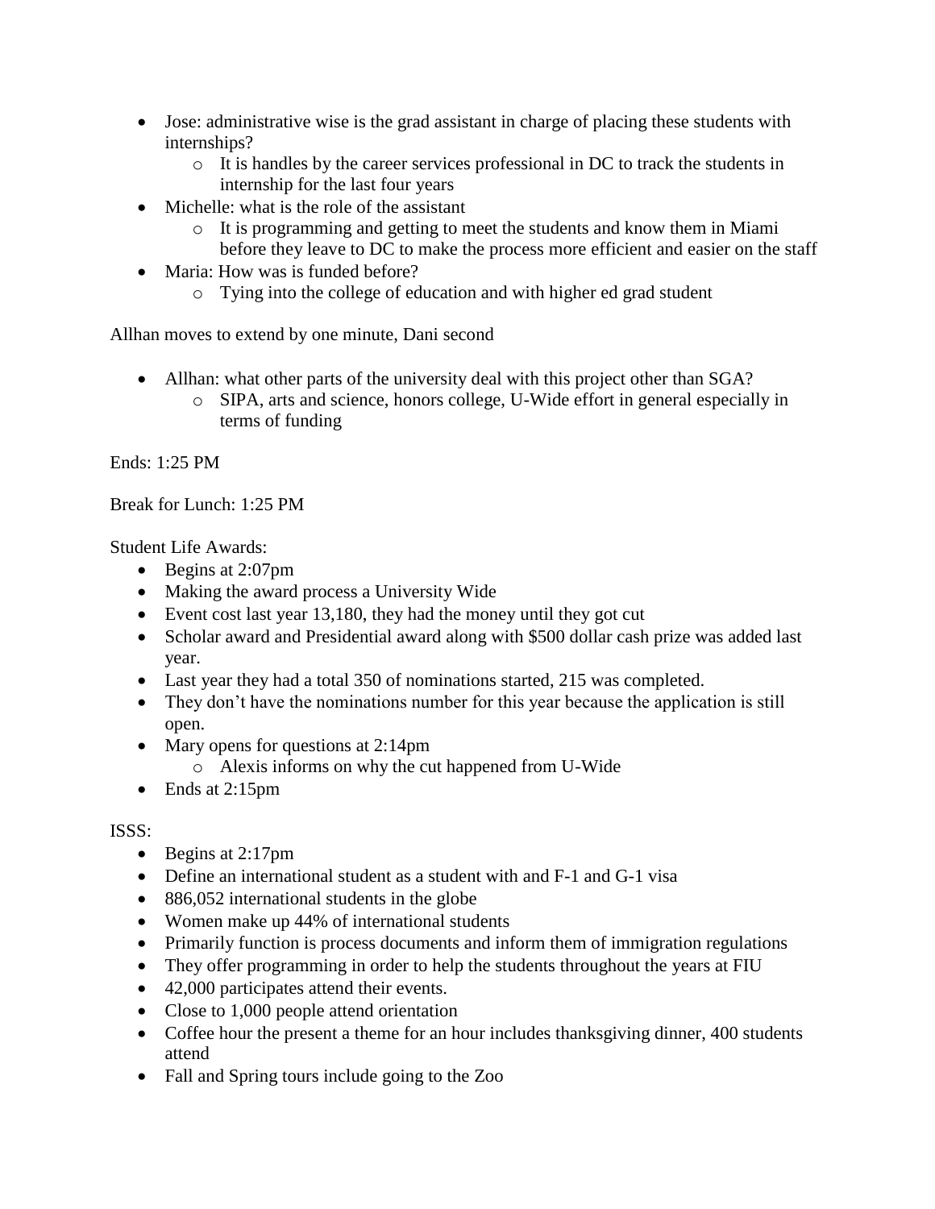- Jose: administrative wise is the grad assistant in charge of placing these students with internships?
    - It is handles by the career services professional in DC to track the students in internship for the last four years
- Michelle: what is the role of the assistant
    - It is programming and getting to meet the students and know them in Miami before they leave to DC to make the process more efficient and easier on the staff
- Maria: How was is funded before?
    - Tying into the college of education and with higher ed grad student

Allhan moves to extend by one minute, Dani second

- Allhan: what other parts of the university deal with this project other than SGA?
    - SIPA, arts and science, honors college, U-Wide effort in general especially in terms of funding

Ends: 1:25 PM

Break for Lunch: 1:25 PM

Student Life Awards:

- Begins at 2:07pm
- Making the award process a University Wide
- Event cost last year 13,180, they had the money until they got cut
- Scholar award and Presidential award along with $500 dollar cash prize was added last year.
- Last year they had a total 350 of nominations started, 215 was completed.
- They don't have the nominations number for this year because the application is still open.
- Mary opens for questions at 2:14pm
    - Alexis informs on why the cut happened from U-Wide
- Ends at 2:15pm

ISSS:

- Begins at 2:17pm
- Define an international student as a student with and F-1 and G-1 visa
- 886,052 international students in the globe
- Women make up 44% of international students
- Primarily function is process documents and inform them of immigration regulations
- They offer programming in order to help the students throughout the years at FIU
- 42,000 participates attend their events.
- Close to 1,000 people attend orientation
- Coffee hour the present a theme for an hour includes thanksgiving dinner, 400 students attend
- Fall and Spring tours include going to the Zoo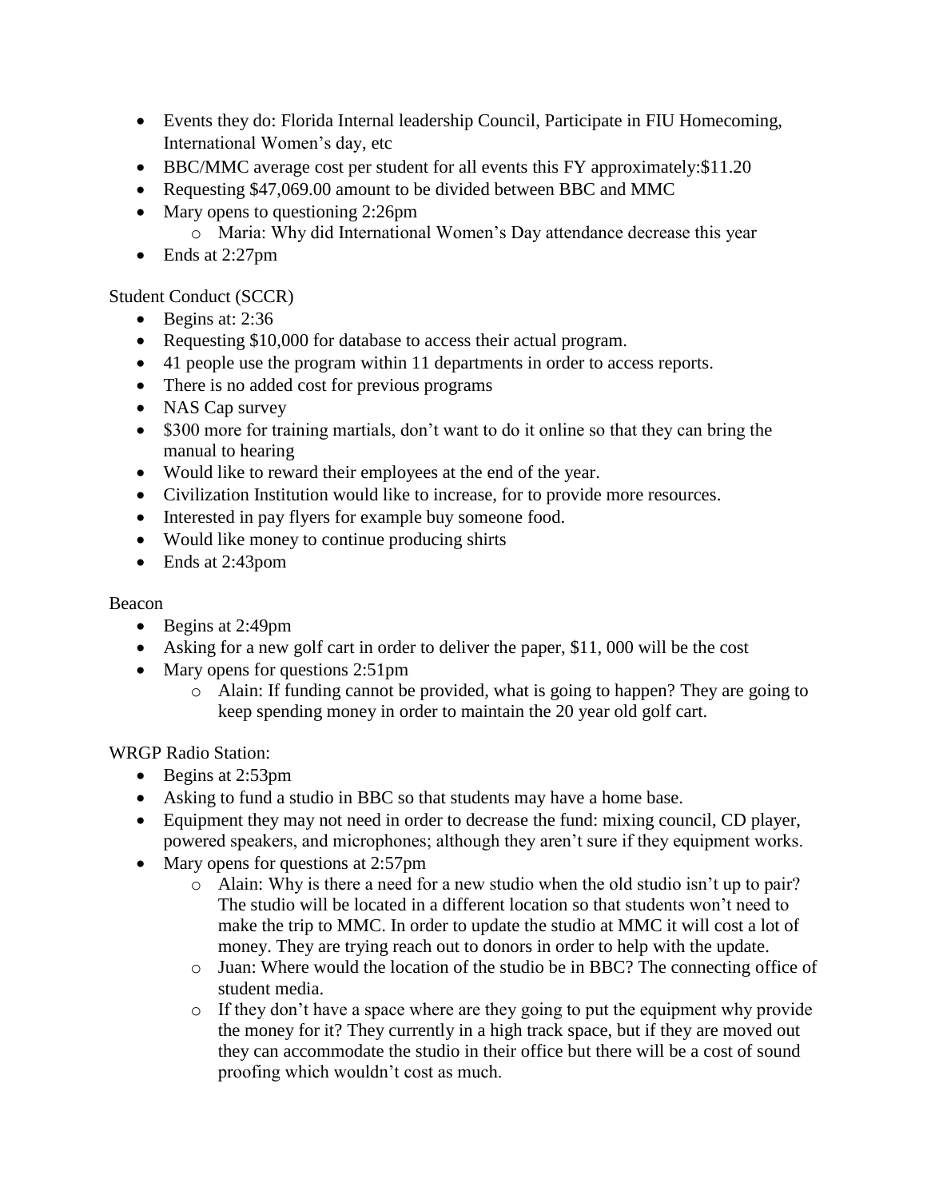- Events they do: Florida Internal leadership Council, Participate in FIU Homecoming, International Women's day, etc
- BBC/MMC average cost per student for all events this FY approximately:$11.20
- Requesting $47,069.00 amount to be divided between BBC and MMC
- Mary opens to questioning 2:26pm
    - Maria: Why did International Women's Day attendance decrease this year
- Ends at 2:27pm

Student Conduct (SCCR)

- Begins at: 2:36
- Requesting $10,000 for database to access their actual program.
- 41 people use the program within 11 departments in order to access reports.
- There is no added cost for previous programs
- NAS Cap survey
- $300 more for training martials, don't want to do it online so that they can bring the manual to hearing
- Would like to reward their employees at the end of the year.
- Civilization Institution would like to increase, for to provide more resources.
- Interested in pay flyers for example buy someone food.
- Would like money to continue producing shirts
- Ends at 2:43pom

Beacon

- Begins at 2:49pm
- Asking for a new golf cart in order to deliver the paper, $11, 000 will be the cost
- Mary opens for questions 2:51pm
    - Alain: If funding cannot be provided, what is going to happen? They are going to keep spending money in order to maintain the 20 year old golf cart.

WRGP Radio Station:

- Begins at 2:53pm
- Asking to fund a studio in BBC so that students may have a home base.
- Equipment they may not need in order to decrease the fund: mixing council, CD player, powered speakers, and microphones; although they aren't sure if they equipment works.
- Mary opens for questions at 2:57pm
    - Alain: Why is there a need for a new studio when the old studio isn't up to pair? The studio will be located in a different location so that students won't need to make the trip to MMC. In order to update the studio at MMC it will cost a lot of money. They are trying reach out to donors in order to help with the update.
    - Juan: Where would the location of the studio be in BBC? The connecting office of student media.
    - If they don't have a space where are they going to put the equipment why provide the money for it? They currently in a high track space, but if they are moved out they can accommodate the studio in their office but there will be a cost of sound proofing which wouldn't cost as much.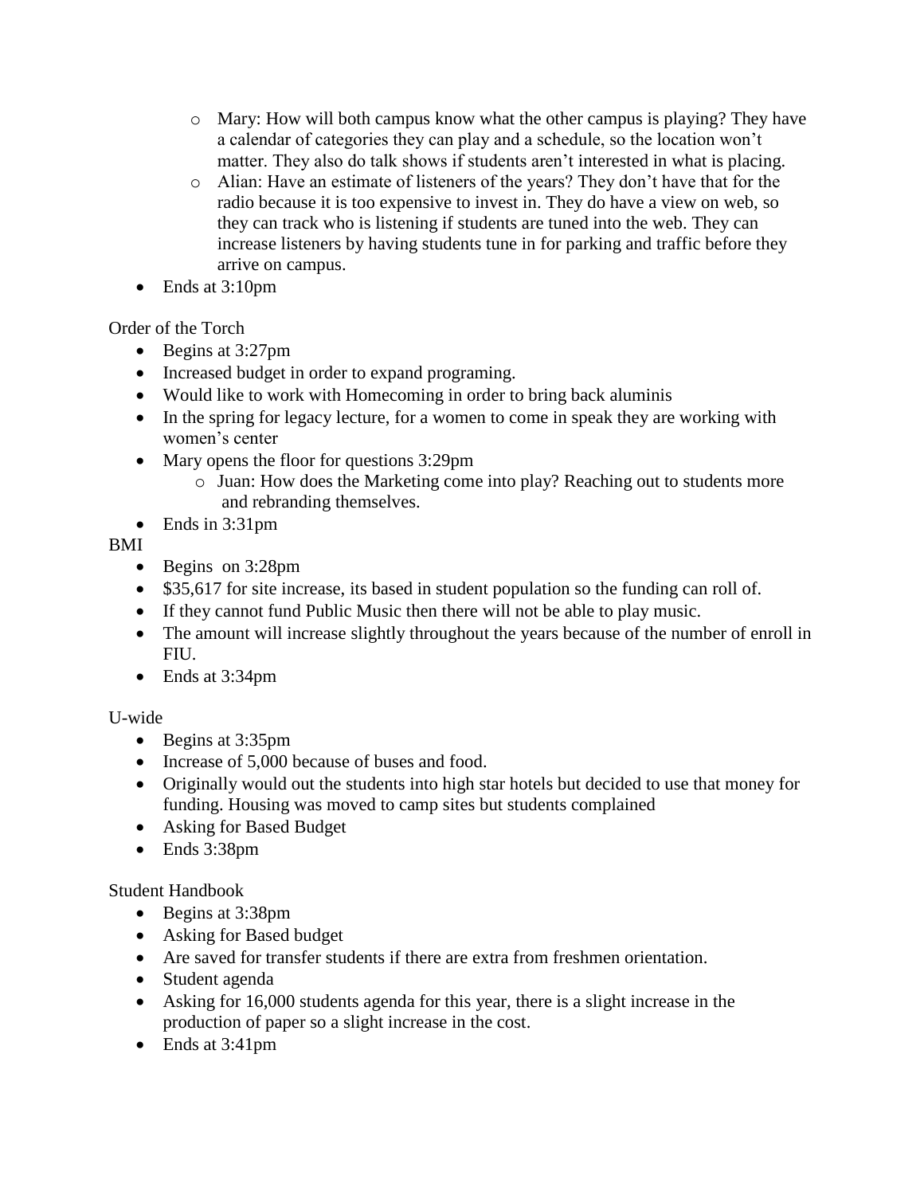- Mary: How will both campus know what the other campus is playing? They have a calendar of categories they can play and a schedule, so the location won't matter. They also do talk shows if students aren't interested in what is placing.
    - Alian: Have an estimate of listeners of the years? They don't have that for the radio because it is too expensive to invest in. They do have a view on web, so they can track who is listening if students are tuned into the web. They can increase listeners by having students tune in for parking and traffic before they arrive on campus.
- Ends at 3:10pm

Order of the Torch

- Begins at 3:27pm
- Increased budget in order to expand programing.
- Would like to work with Homecoming in order to bring back aluminis
- In the spring for legacy lecture, for a women to come in speak they are working with women's center
- Mary opens the floor for questions 3:29pm
    - Juan: How does the Marketing come into play? Reaching out to students more and rebranding themselves.
- Ends in 3:31pm

BMI

- Begins on 3:28pm
- $35,617 for site increase, its based in student population so the funding can roll of.
- If they cannot fund Public Music then there will not be able to play music.
- The amount will increase slightly throughout the years because of the number of enroll in FIU.
- Ends at 3:34pm

U-wide

- Begins at 3:35pm
- Increase of 5,000 because of buses and food.
- Originally would out the students into high star hotels but decided to use that money for funding. Housing was moved to camp sites but students complained
- Asking for Based Budget
- Ends 3:38pm

Student Handbook

- Begins at 3:38pm
- Asking for Based budget
- Are saved for transfer students if there are extra from freshmen orientation.
- Student agenda
- Asking for 16,000 students agenda for this year, there is a slight increase in the production of paper so a slight increase in the cost.
- Ends at 3:41pm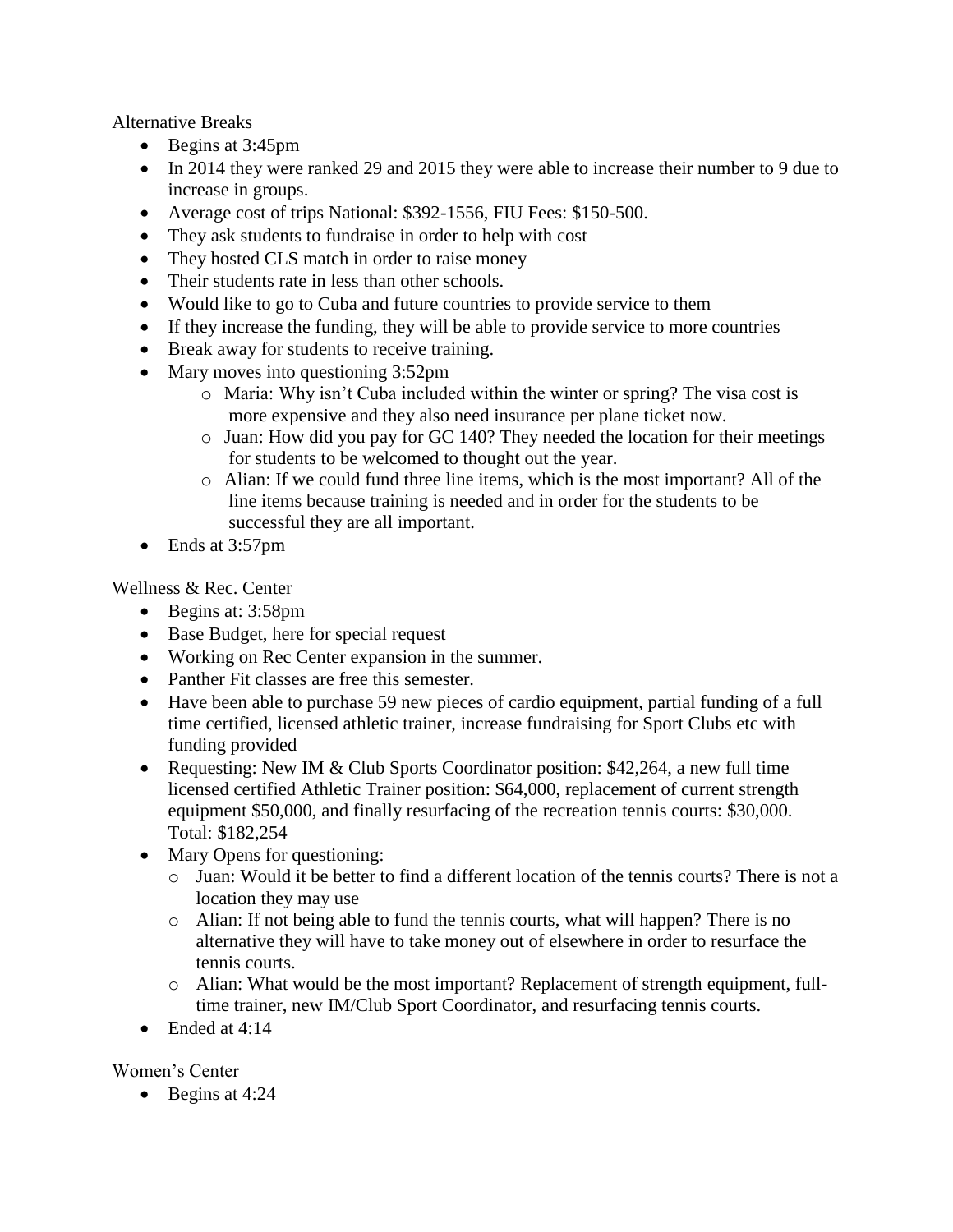Alternative Breaks

- Begins at 3:45pm
- In 2014 they were ranked 29 and 2015 they were able to increase their number to 9 due to increase in groups.
- Average cost of trips National: $392-1556, FIU Fees: $150-500.
- They ask students to fundraise in order to help with cost
- They hosted CLS match in order to raise money
- Their students rate in less than other schools.
- Would like to go to Cuba and future countries to provide service to them
- If they increase the funding, they will be able to provide service to more countries
- Break away for students to receive training.
- Mary moves into questioning 3:52pm
    - Maria: Why isn't Cuba included within the winter or spring? The visa cost is more expensive and they also need insurance per plane ticket now.
    - Juan: How did you pay for GC 140? They needed the location for their meetings for students to be welcomed to thought out the year.
    - Alian: If we could fund three line items, which is the most important? All of the line items because training is needed and in order for the students to be successful they are all important.
- Ends at 3:57pm

Wellness & Rec. Center

- Begins at: 3:58pm
- Base Budget, here for special request
- Working on Rec Center expansion in the summer.
- Panther Fit classes are free this semester.
- Have been able to purchase 59 new pieces of cardio equipment, partial funding of a full time certified, licensed athletic trainer, increase fundraising for Sport Clubs etc with funding provided
- Requesting: New IM & Club Sports Coordinator position: $42,264, a new full time licensed certified Athletic Trainer position: $64,000, replacement of current strength equipment $50,000, and finally resurfacing of the recreation tennis courts: $30,000. Total: $182,254
- Mary Opens for questioning:
    - Juan: Would it be better to find a different location of the tennis courts? There is not a location they may use
    - Alian: If not being able to fund the tennis courts, what will happen? There is no alternative they will have to take money out of elsewhere in order to resurface the tennis courts.
    - Alian: What would be the most important? Replacement of strength equipment, full-time trainer, new IM/Club Sport Coordinator, and resurfacing tennis courts.
- Ended at 4:14

Women's Center

- Begins at 4:24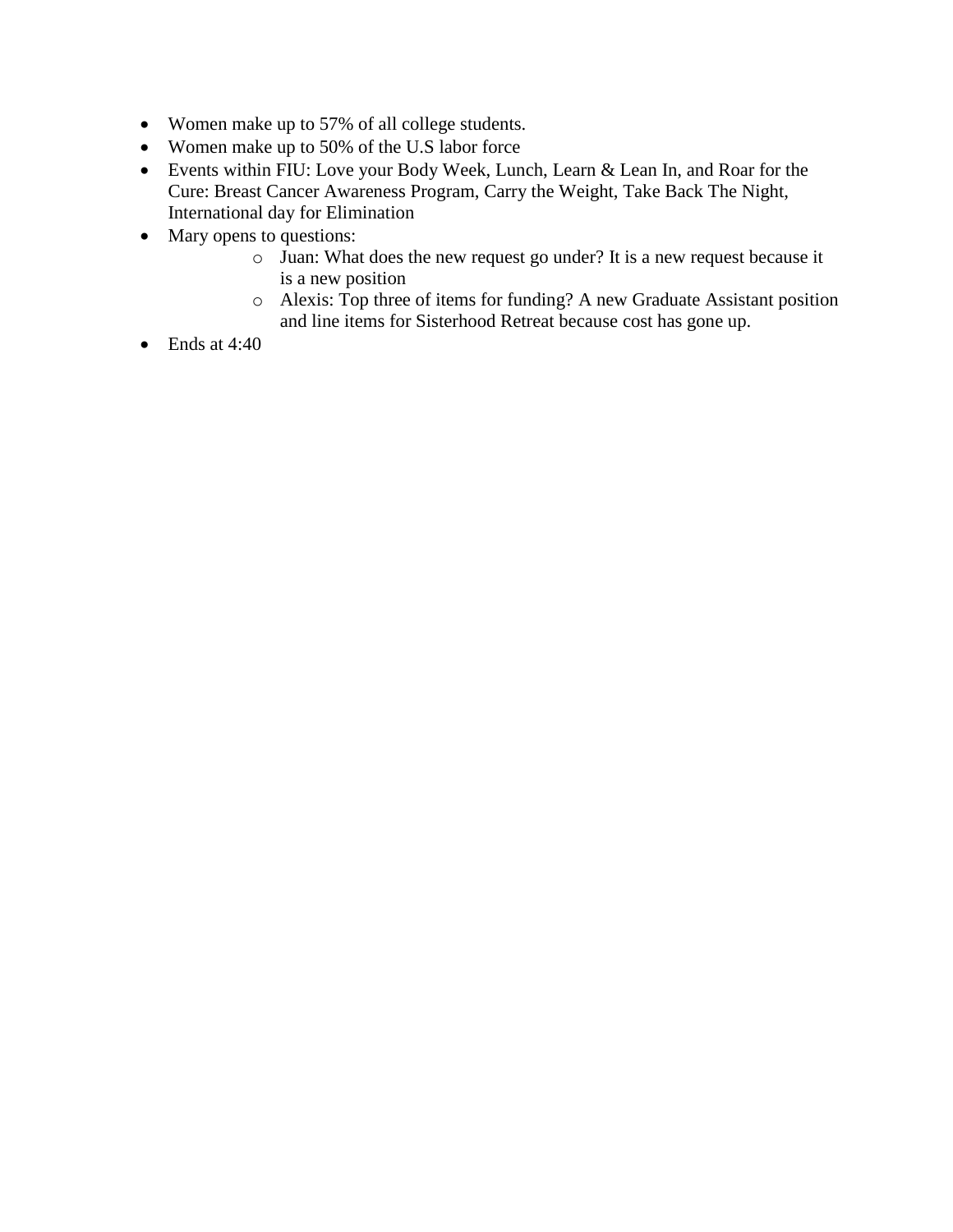- Women make up to 57% of all college students.
- Women make up to 50% of the U.S labor force
- Events within FIU: Love your Body Week, Lunch, Learn & Lean In, and Roar for the Cure: Breast Cancer Awareness Program, Carry the Weight, Take Back The Night, International day for Elimination
- Mary opens to questions:
  - Juan: What does the new request go under? It is a new request because it is a new position
  - Alexis: Top three of items for funding? A new Graduate Assistant position and line items for Sisterhood Retreat because cost has gone up.
- Ends at 4:40